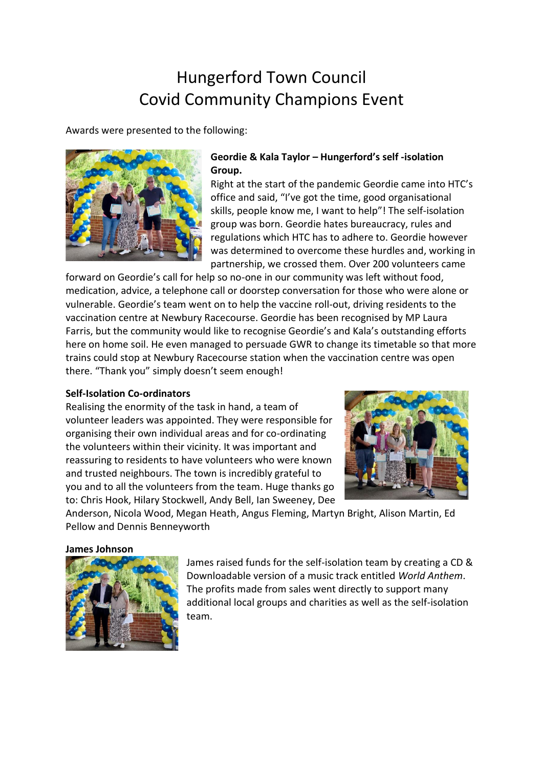# Hungerford Town Council
# Covid Community Champions Event

Awards were presented to the following:

**Geordie & Kala Taylor – Hungerford's self -isolation Group.**

Right at the start of the pandemic Geordie came into HTC's office and said, "I've got the time, good organisational skills, people know me, I want to help"! The self-isolation group was born. Geordie hates bureaucracy, rules and regulations which HTC has to adhere to. Geordie however was determined to overcome these hurdles and, working in partnership, we crossed them. Over 200 volunteers came forward on Geordie's call for help so no-one in our community was left without food, medication, advice, a telephone call or doorstep conversation for those who were alone or vulnerable. Geordie's team went on to help the vaccine roll-out, driving residents to the vaccination centre at Newbury Racecourse. Geordie has been recognised by MP Laura Farris, but the community would like to recognise Geordie's and Kala's outstanding efforts here on home soil. He even managed to persuade GWR to change its timetable so that more trains could stop at Newbury Racecourse station when the vaccination centre was open there. "Thank you" simply doesn't seem enough!

**Self-Isolation Co-ordinators**

Realising the enormity of the task in hand, a team of volunteer leaders was appointed. They were responsible for organising their own individual areas and for co-ordinating the volunteers within their vicinity. It was important and reassuring to residents to have volunteers who were known and trusted neighbours. The town is incredibly grateful to you and to all the volunteers from the team. Huge thanks go to: Chris Hook, Hilary Stockwell, Andy Bell, Ian Sweeney, Dee Anderson, Nicola Wood, Megan Heath, Angus Fleming, Martyn Bright, Alison Martin, Ed Pellow and Dennis Benneyworth

**James Johnson**

James raised funds for the self-isolation team by creating a CD & Downloadable version of a music track entitled *World Anthem*. The profits made from sales went directly to support many additional local groups and charities as well as the self-isolation team.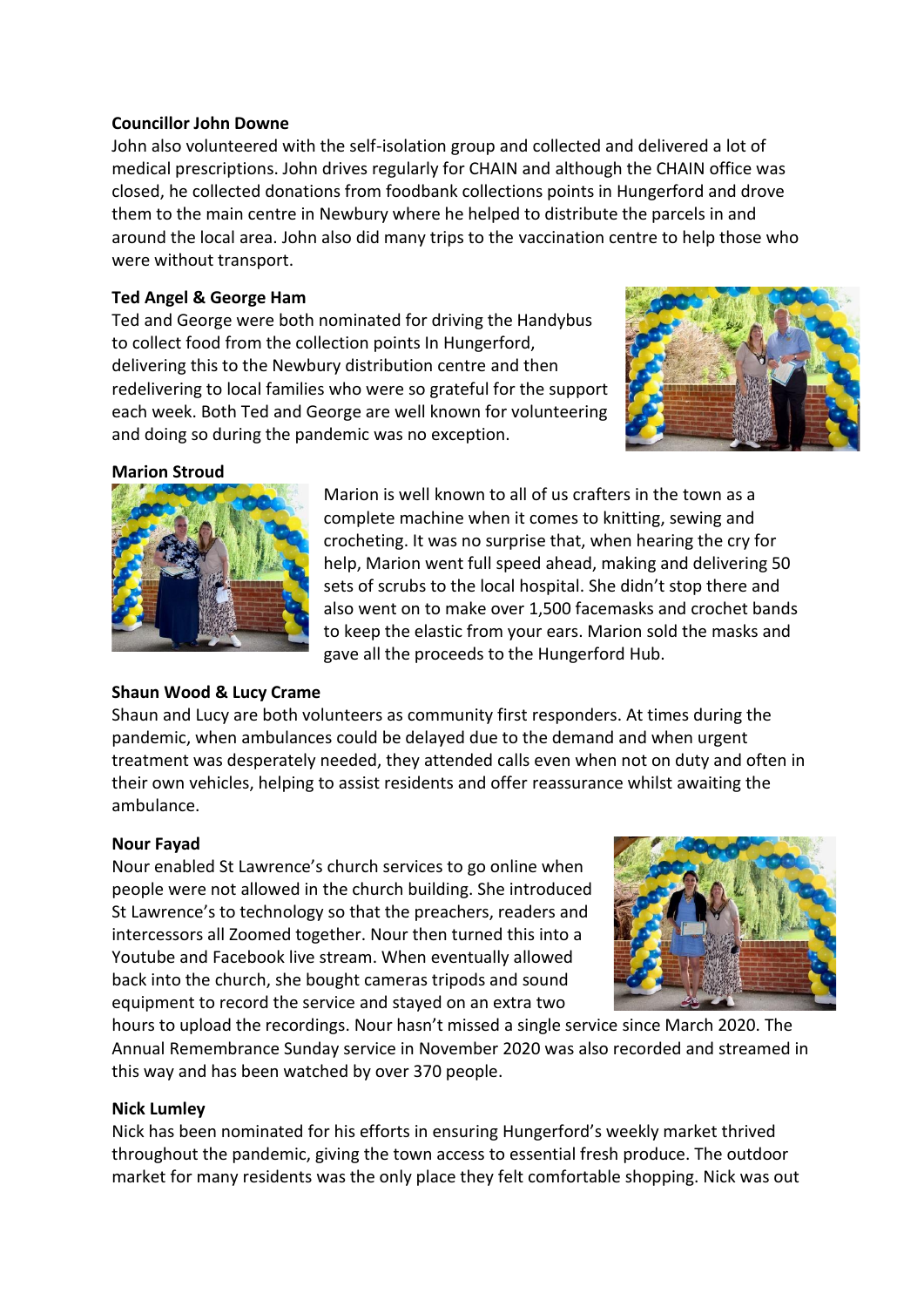**Councillor John Downe**

John also volunteered with the self-isolation group and collected and delivered a lot of medical prescriptions. John drives regularly for CHAIN and although the CHAIN office was closed, he collected donations from foodbank collections points in Hungerford and drove them to the main centre in Newbury where he helped to distribute the parcels in and around the local area. John also did many trips to the vaccination centre to help those who were without transport.

**Ted Angel & George Ham**

Ted and George were both nominated for driving the Handybus to collect food from the collection points In Hungerford, delivering this to the Newbury distribution centre and then redelivering to local families who were so grateful for the support each week. Both Ted and George are well known for volunteering and doing so during the pandemic was no exception.

**Marion Stroud**

Marion is well known to all of us crafters in the town as a complete machine when it comes to knitting, sewing and crocheting. It was no surprise that, when hearing the cry for help, Marion went full speed ahead, making and delivering 50 sets of scrubs to the local hospital. She didn't stop there and also went on to make over 1,500 facemasks and crochet bands to keep the elastic from your ears. Marion sold the masks and gave all the proceeds to the Hungerford Hub.

**Shaun Wood & Lucy Crame**

Shaun and Lucy are both volunteers as community first responders. At times during the pandemic, when ambulances could be delayed due to the demand and when urgent treatment was desperately needed, they attended calls even when not on duty and often in their own vehicles, helping to assist residents and offer reassurance whilst awaiting the ambulance.

**Nour Fayad**

Nour enabled St Lawrence's church services to go online when people were not allowed in the church building. She introduced St Lawrence's to technology so that the preachers, readers and intercessors all Zoomed together. Nour then turned this into a Youtube and Facebook live stream. When eventually allowed back into the church, she bought cameras tripods and sound equipment to record the service and stayed on an extra two hours to upload the recordings. Nour hasn't missed a single service since March 2020. The Annual Remembrance Sunday service in November 2020 was also recorded and streamed in this way and has been watched by over 370 people.

**Nick Lumley**

Nick has been nominated for his efforts in ensuring Hungerford's weekly market thrived throughout the pandemic, giving the town access to essential fresh produce. The outdoor market for many residents was the only place they felt comfortable shopping. Nick was out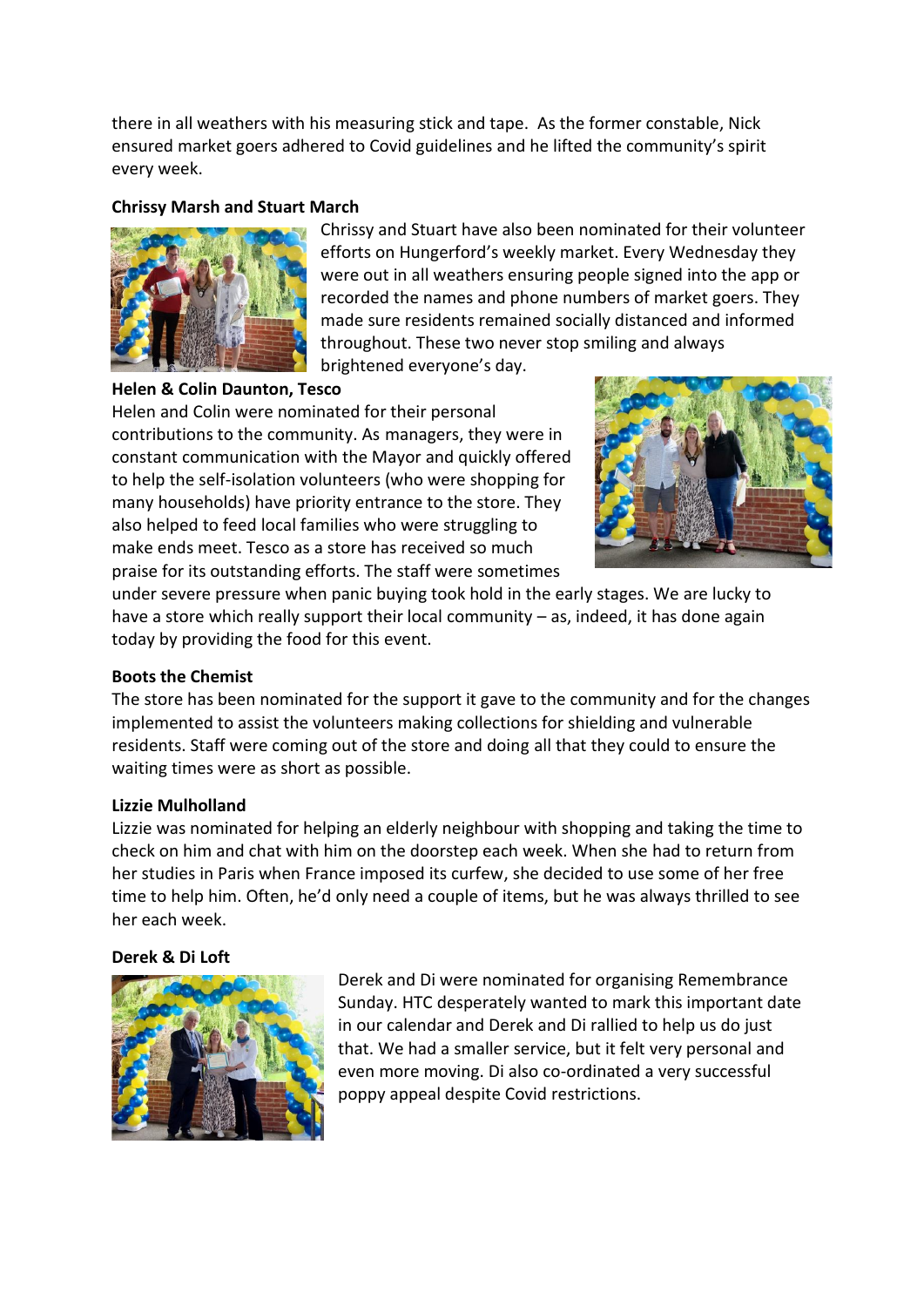there in all weathers with his measuring stick and tape. As the former constable, Nick ensured market goers adhered to Covid guidelines and he lifted the community's spirit every week.

**Chrissy Marsh and Stuart March**

Chrissy and Stuart have also been nominated for their volunteer efforts on Hungerford's weekly market. Every Wednesday they were out in all weathers ensuring people signed into the app or recorded the names and phone numbers of market goers. They made sure residents remained socially distanced and informed throughout. These two never stop smiling and always brightened everyone's day.

**Helen & Colin Daunton, Tesco**

Helen and Colin were nominated for their personal contributions to the community. As managers, they were in constant communication with the Mayor and quickly offered to help the self-isolation volunteers (who were shopping for many households) have priority entrance to the store. They also helped to feed local families who were struggling to make ends meet. Tesco as a store has received so much praise for its outstanding efforts. The staff were sometimes under severe pressure when panic buying took hold in the early stages. We are lucky to have a store which really support their local community – as, indeed, it has done again today by providing the food for this event.

**Boots the Chemist**

The store has been nominated for the support it gave to the community and for the changes implemented to assist the volunteers making collections for shielding and vulnerable residents. Staff were coming out of the store and doing all that they could to ensure the waiting times were as short as possible.

**Lizzie Mulholland**

Lizzie was nominated for helping an elderly neighbour with shopping and taking the time to check on him and chat with him on the doorstep each week. When she had to return from her studies in Paris when France imposed its curfew, she decided to use some of her free time to help him. Often, he'd only need a couple of items, but he was always thrilled to see her each week.

**Derek & Di Loft**

Derek and Di were nominated for organising Remembrance Sunday. HTC desperately wanted to mark this important date in our calendar and Derek and Di rallied to help us do just that. We had a smaller service, but it felt very personal and even more moving. Di also co-ordinated a very successful poppy appeal despite Covid restrictions.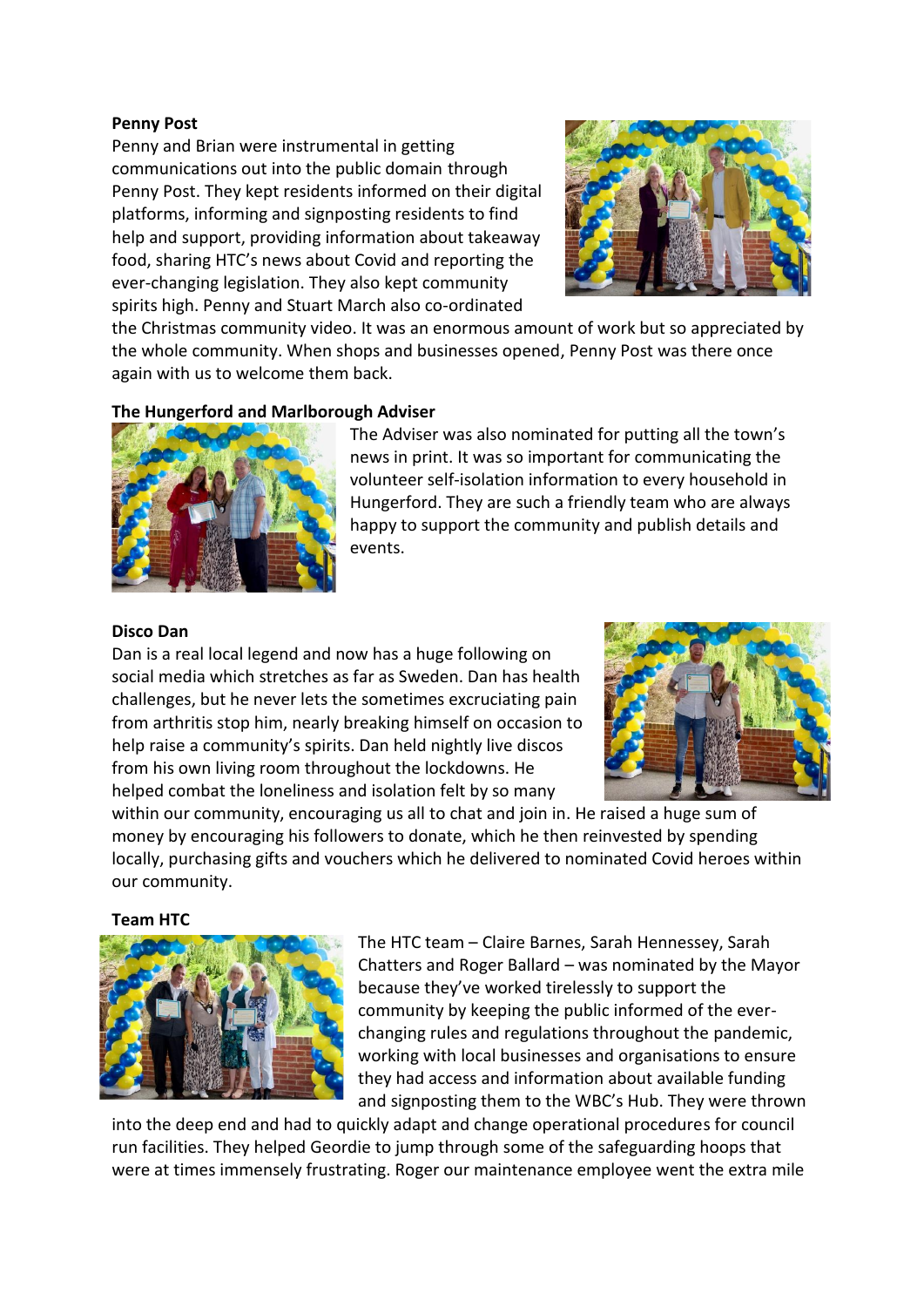**Penny Post**

Penny and Brian were instrumental in getting communications out into the public domain through Penny Post. They kept residents informed on their digital platforms, informing and signposting residents to find help and support, providing information about takeaway food, sharing HTC's news about Covid and reporting the ever-changing legislation. They also kept community spirits high. Penny and Stuart March also co-ordinated the Christmas community video. It was an enormous amount of work but so appreciated by the whole community. When shops and businesses opened, Penny Post was there once again with us to welcome them back.

**The Hungerford and Marlborough Adviser**

The Adviser was also nominated for putting all the town's news in print. It was so important for communicating the volunteer self-isolation information to every household in Hungerford. They are such a friendly team who are always happy to support the community and publish details and events.

**Disco Dan**

Dan is a real local legend and now has a huge following on social media which stretches as far as Sweden. Dan has health challenges, but he never lets the sometimes excruciating pain from arthritis stop him, nearly breaking himself on occasion to help raise a community's spirits. Dan held nightly live discos from his own living room throughout the lockdowns. He helped combat the loneliness and isolation felt by so many within our community, encouraging us all to chat and join in. He raised a huge sum of money by encouraging his followers to donate, which he then reinvested by spending locally, purchasing gifts and vouchers which he delivered to nominated Covid heroes within our community.

**Team HTC**

The HTC team – Claire Barnes, Sarah Hennessey, Sarah Chatters and Roger Ballard – was nominated by the Mayor because they've worked tirelessly to support the community by keeping the public informed of the ever-changing rules and regulations throughout the pandemic, working with local businesses and organisations to ensure they had access and information about available funding and signposting them to the WBC's Hub. They were thrown into the deep end and had to quickly adapt and change operational procedures for council run facilities. They helped Geordie to jump through some of the safeguarding hoops that were at times immensely frustrating. Roger our maintenance employee went the extra mile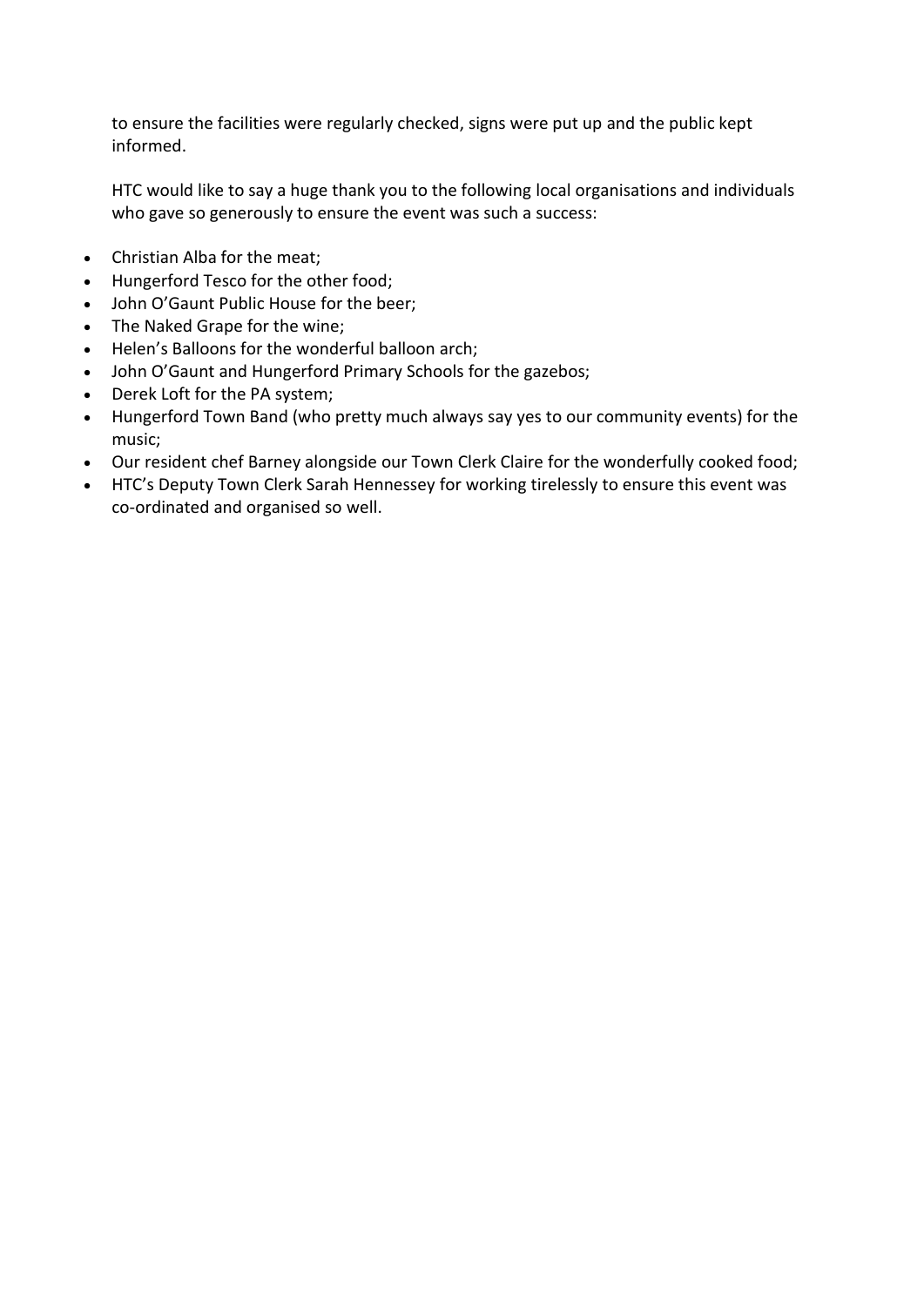to ensure the facilities were regularly checked, signs were put up and the public kept informed.

HTC would like to say a huge thank you to the following local organisations and individuals who gave so generously to ensure the event was such a success:

- Christian Alba for the meat;
- Hungerford Tesco for the other food;
- John O'Gaunt Public House for the beer;
- The Naked Grape for the wine;
- Helen's Balloons for the wonderful balloon arch;
- John O'Gaunt and Hungerford Primary Schools for the gazebos;
- Derek Loft for the PA system;
- Hungerford Town Band (who pretty much always say yes to our community events) for the music;
- Our resident chef Barney alongside our Town Clerk Claire for the wonderfully cooked food;
- HTC's Deputy Town Clerk Sarah Hennessey for working tirelessly to ensure this event was co-ordinated and organised so well.